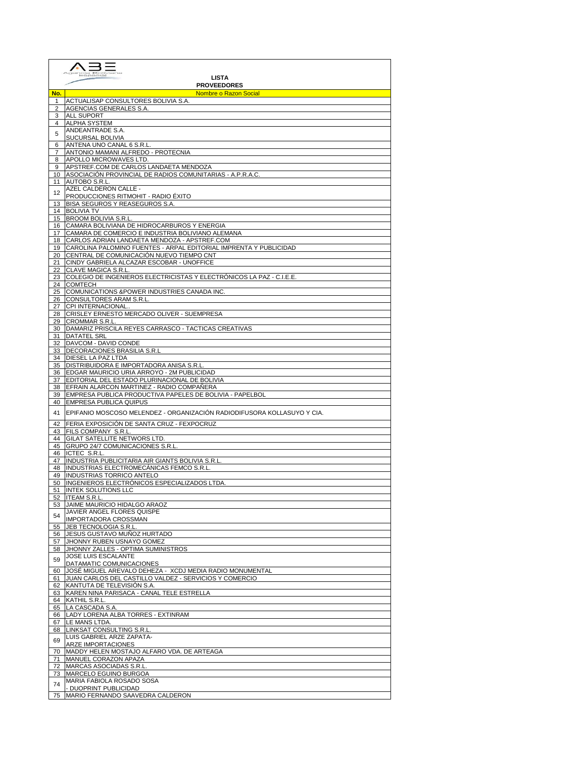# LISTA PROVEEDORES

| No. | Nombre o Razon Social |
|---|---|
| 1 | ACTUALISAP CONSULTORES BOLIVIA S.A. |
| 2 | AGENCIAS GENERALES S.A. |
| 3 | ALL SUPORT |
| 4 | ALPHA SYSTEM |
| 5 | ANDEANTRADE S.A. SUCURSAL BOLIVIA |
| 6 | ANTENA UNO CANAL 6 S.R.L. |
| 7 | ANTONIO MAMANI ALFREDO - PROTECNIA |
| 8 | APOLLO MICROWAVES LTD. |
| 9 | APSTREF.COM DE CARLOS LANDAETA MENDOZA |
| 10 | ASOCIACIÓN PROVINCIAL DE RADIOS COMUNITARIAS - A.P.R.A.C. |
| 11 | AUTOBO S.R.L. |
| 12 | AZEL CALDERON CALLE - PRODUCCIONES RITMOHIT - RADIO ÉXITO |
| 13 | BISA SEGUROS Y REASEGUROS S.A. |
| 14 | BOLIVIA TV |
| 15 | BROOM BOLIVIA S.R.L. |
| 16 | CAMARA BOLIVIANA DE HIDROCARBUROS Y ENERGIA |
| 17 | CAMARA DE COMERCIO E INDUSTRIA BOLIVIANO ALEMANA |
| 18 | CARLOS ADRIAN LANDAETA MENDOZA - APSTREF.COM |
| 19 | CAROLINA PALOMINO FUENTES - ARPAL EDITORIAL IMPRENTA Y PUBLICIDAD |
| 20 | CENTRAL DE COMUNICACIÓN NUEVO TIEMPO CNT |
| 21 | CINDY GABRIELA ALCAZAR ESCOBAR - UNOFFICE |
| 22 | CLAVE MAGICA S.R.L. |
| 23 | COLEGIO DE INGENIEROS ELECTRICISTAS Y ELECTRÓNICOS LA PAZ - C.I.E.E. |
| 24 | COMTECH |
| 25 | COMUNICATIONS &POWER INDUSTRIES CANADA INC. |
| 26 | CONSULTORES ARAM S.R.L. |
| 27 | CPI INTERNACIONAL.. |
| 28 | CRISLEY ERNESTO MERCADO OLIVER - SUEMPRESA |
| 29 | CROMMAR S.R.L. |
| 30 | DAMARIZ PRISCILA REYES CARRASCO - TACTICAS CREATIVAS |
| 31 | DATATEL SRL |
| 32 | DAVCOM - DAVID CONDE |
| 33 | DECORACIONES BRASILIA S.R.L |
| 34 | DIESEL LA PAZ LTDA |
| 35 | DISTRIBUIDORA E IMPORTADORA ANISA S.R.L. |
| 36 | EDGAR MAURICIO URIA ARROYO - 2M PUBLICIDAD |
| 37 | EDITORIAL DEL ESTADO PLURINACIONAL DE BOLIVIA |
| 38 | EFRAIN ALARCON MARTINEZ - RADIO COMPAÑERA |
| 39 | EMPRESA PUBLICA PRODUCTIVA PAPELES DE BOLIVIA - PAPELBOL |
| 40 | EMPRESA PUBLICA QUIPUS |
| 41 | EPIFANIO MOSCOSO MELENDEZ - ORGANIZACIÓN RADIODIFUSORA KOLLASUYO Y CIA. |
| 42 | FERIA EXPOSICIÓN DE SANTA CRUZ - FEXPOCRUZ |
| 43 | FILS COMPANY S.R.L. |
| 44 | GILAT SATELLITE NETWORS LTD. |
| 45 | GRUPO 24/7 COMUNICACIONES S.R.L. |
| 46 | ICTEC S.R.L. |
| 47 | INDUSTRIA PUBLICITARIA AIR GIANTS BOLIVIA S.R.L. |
| 48 | INDUSTRIAS ELECTROMECÁNICAS FEMCO S.R.L. |
| 49 | INDUSTRIAS TORRICO ANTELO |
| 50 | INGENIEROS ELECTRÓNICOS ESPECIALIZADOS LTDA. |
| 51 | INTEK SOLUTIONS LLC |
| 52 | ITEAM S.R.L. |
| 53 | JAIME MAURICIO HIDALGO ARAOZ |
| 54 | JAVIER ANGEL FLORES QUISPE IMPORTADORA CROSSMAN |
| 55 | JEB TECNOLOGIA S.R.L. |
| 56 | JESUS GUSTAVO MUÑOZ HURTADO |
| 57 | JHONNY RUBEN USNAYO GOMEZ |
| 58 | JHONNY ZALLES - OPTIMA SUMINISTROS |
| 59 | JOSE LUIS ESCALANTE DATAMATIC COMUNICACIONES |
| 60 | JOSÉ MIGUEL AREVALO DEHEZA - XCDJ MEDIA RADIO MONUMENTAL |
| 61 | JUAN CARLOS DEL CASTILLO VALDEZ - SERVICIOS Y COMERCIO |
| 62 | KANTUTA DE TELEVISIÓN S.A. |
| 63 | KAREN NINA PARISACA - CANAL TELE ESTRELLA |
| 64 | KATHIL S.R.L. |
| 65 | LA CASCADA S.A. |
| 66 | LADY LORENA ALBA TORRES - EXTINRAM |
| 67 | LE MANS LTDA. |
| 68 | LINKSAT CONSULTING S.R.L. |
| 69 | LUIS GABRIEL ARZE ZAPATA- ARZE IMPORTACIONES |
| 70 | MADDY HELEN MOSTAJO ALFARO VDA. DE ARTEAGA |
| 71 | MANUEL CORAZON APAZA |
| 72 | MARCAS ASOCIADAS S.R.L. |
| 73 | MARCELO EGUINO BURGOA |
| 74 | MARIA FABIOLA ROSADO SOSA - DUOPRINT PUBLICIDAD |
| 75 | MARIO FERNANDO SAAVEDRA CALDERON |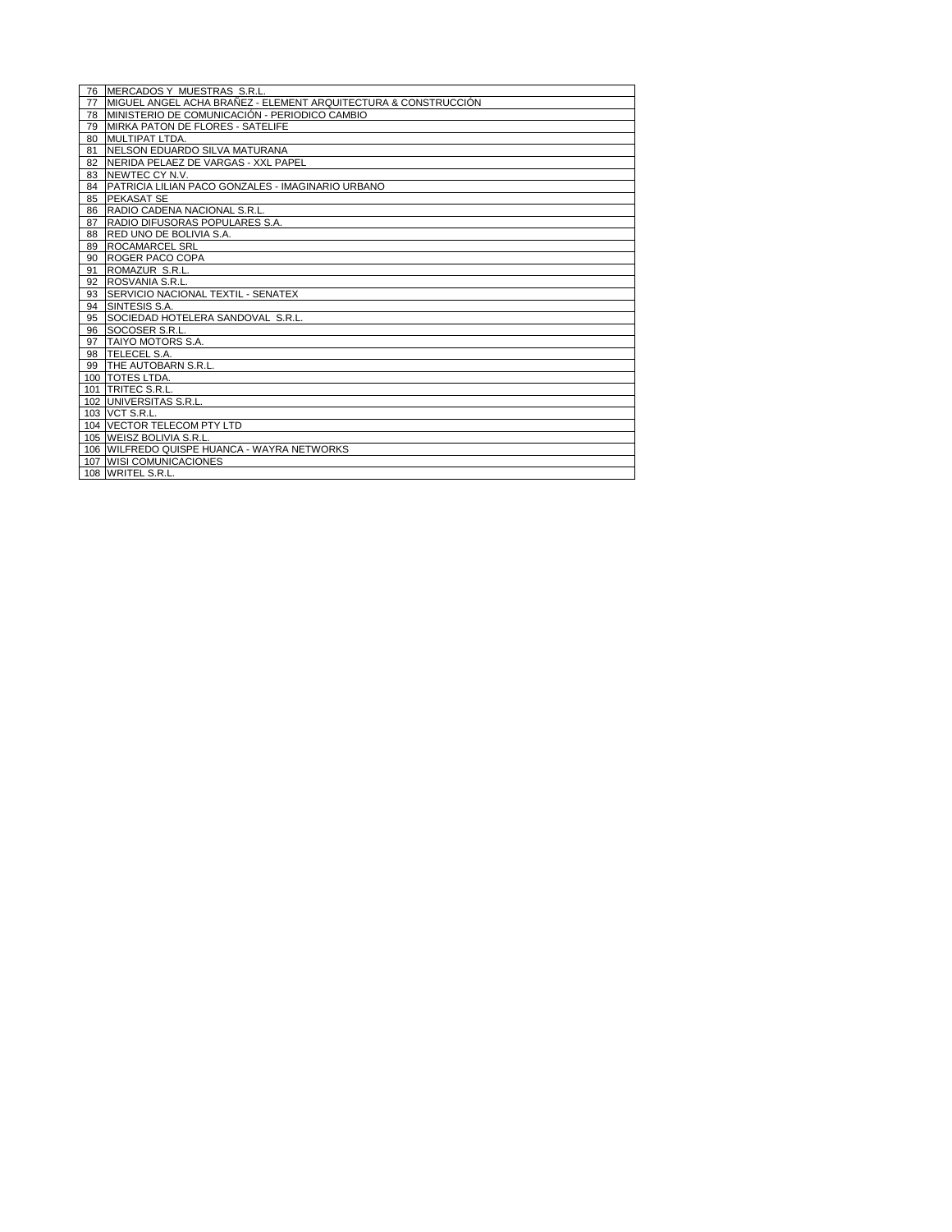| | |
|---|---|
| 76 | MERCADOS Y MUESTRAS S.R.L. |
| 77 | MIGUEL ANGEL ACHA BRAÑEZ - ELEMENT ARQUITECTURA & CONSTRUCCIÓN |
| 78 | MINISTERIO DE COMUNICACIÓN - PERIODICO CAMBIO |
| 79 | MIRKA PATON DE FLORES - SATELIFE |
| 80 | MULTIPAT LTDA. |
| 81 | NELSON EDUARDO SILVA MATURANA |
| 82 | NERIDA PELAEZ DE VARGAS - XXL PAPEL |
| 83 | NEWTEC CY N.V. |
| 84 | PATRICIA LILIAN PACO GONZALES - IMAGINARIO URBANO |
| 85 | PEKASAT SE |
| 86 | RADIO CADENA NACIONAL S.R.L. |
| 87 | RADIO DIFUSORAS POPULARES S.A. |
| 88 | RED UNO DE BOLIVIA S.A. |
| 89 | ROCAMARCEL SRL |
| 90 | ROGER PACO COPA |
| 91 | ROMAZUR S.R.L. |
| 92 | ROSVANIA S.R.L. |
| 93 | SERVICIO NACIONAL TEXTIL - SENATEX |
| 94 | SINTESIS S.A. |
| 95 | SOCIEDAD HOTELERA SANDOVAL S.R.L. |
| 96 | SOCOSER S.R.L. |
| 97 | TAIYO MOTORS S.A. |
| 98 | TELECEL S.A. |
| 99 | THE AUTOBARN S.R.L. |
| 100 | TOTES LTDA. |
| 101 | TRITEC S.R.L. |
| 102 | UNIVERSITAS S.R.L. |
| 103 | VCT S.R.L. |
| 104 | VECTOR TELECOM PTY LTD |
| 105 | WEISZ BOLIVIA S.R.L. |
| 106 | WILFREDO QUISPE HUANCA - WAYRA NETWORKS |
| 107 | WISI COMUNICACIONES |
| 108 | WRITEL S.R.L. |